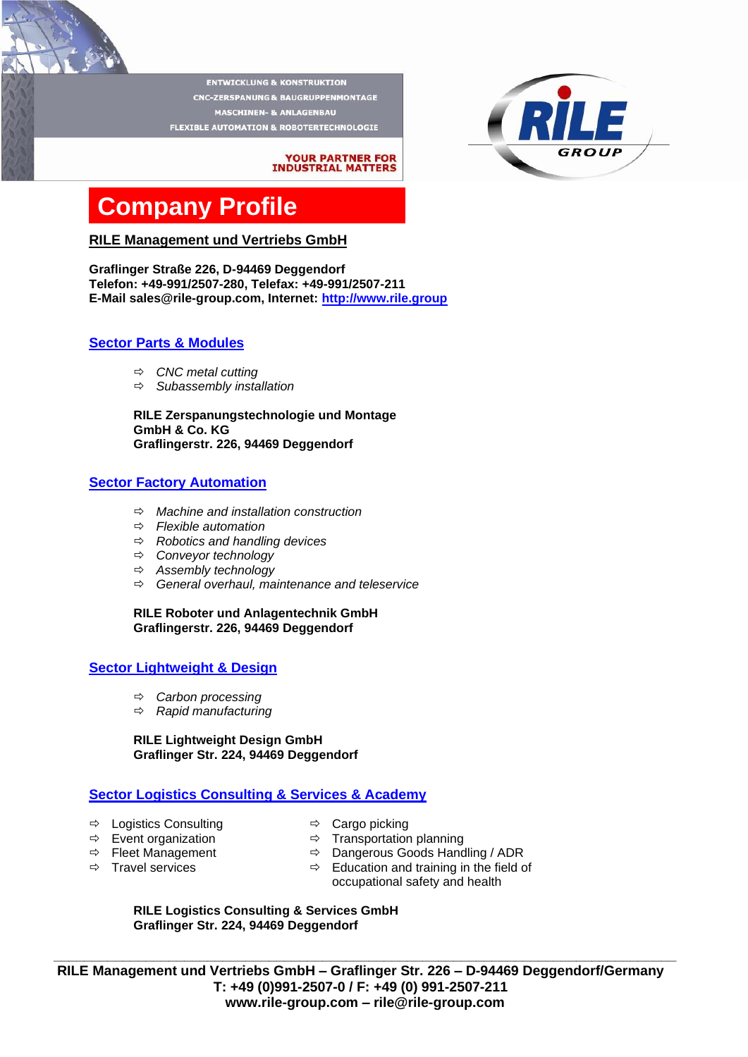ENTWICKLUNG & KONSTRUKTION
CNC-ZERSPANUNG & BAUGRUPPENMONTAGE
MASCHINEN- & ANLAGENBAU
FLEXIBLE AUTOMATION & ROBOTERTECHNOLOGIE

YOUR PARTNER FOR INDUSTRIAL MATTERS

RILE GROUP

# Company Profile

## RILE Management und Vertriebs GmbH

**Graflinger Straße 226, D-94469 Deggendorf**
**Telefon: +49-991/2507-280, Telefax: +49-991/2507-211**
**E-Mail sales@rile-group.com, Internet: http://www.rile.group**

## Sector Parts & Modules

- *CNC metal cutting*
- *Subassembly installation*

**RILE Zerspanungstechnologie und Montage GmbH & Co. KG**
**Graflingerstr. 226, 94469 Deggendorf**

## Sector Factory Automation

- *Machine and installation construction*
- *Flexible automation*
- *Robotics and handling devices*
- *Conveyor technology*
- *Assembly technology*
- *General overhaul, maintenance and teleservice*

**RILE Roboter und Anlagentechnik GmbH**
**Graflingerstr. 226, 94469 Deggendorf**

## Sector Lightweight & Design

- *Carbon processing*
- *Rapid manufacturing*

**RILE Lightweight Design GmbH**
**Graflinger Str. 224, 94469 Deggendorf**

## Sector Logistics Consulting & Services & Academy

- Logistics Consulting
- Event organization
- Fleet Management
- Travel services
- Cargo picking
- Transportation planning
- Dangerous Goods Handling / ADR
- Education and training in the field of occupational safety and health

**RILE Logistics Consulting & Services GmbH**
**Graflinger Str. 224, 94469 Deggendorf**

**RILE Management und Vertriebs GmbH – Graflinger Str. 226 – D-94469 Deggendorf/Germany**
**T: +49 (0)991-2507-0 / F: +49 (0) 991-2507-211**
**www.rile-group.com – rile@rile-group.com**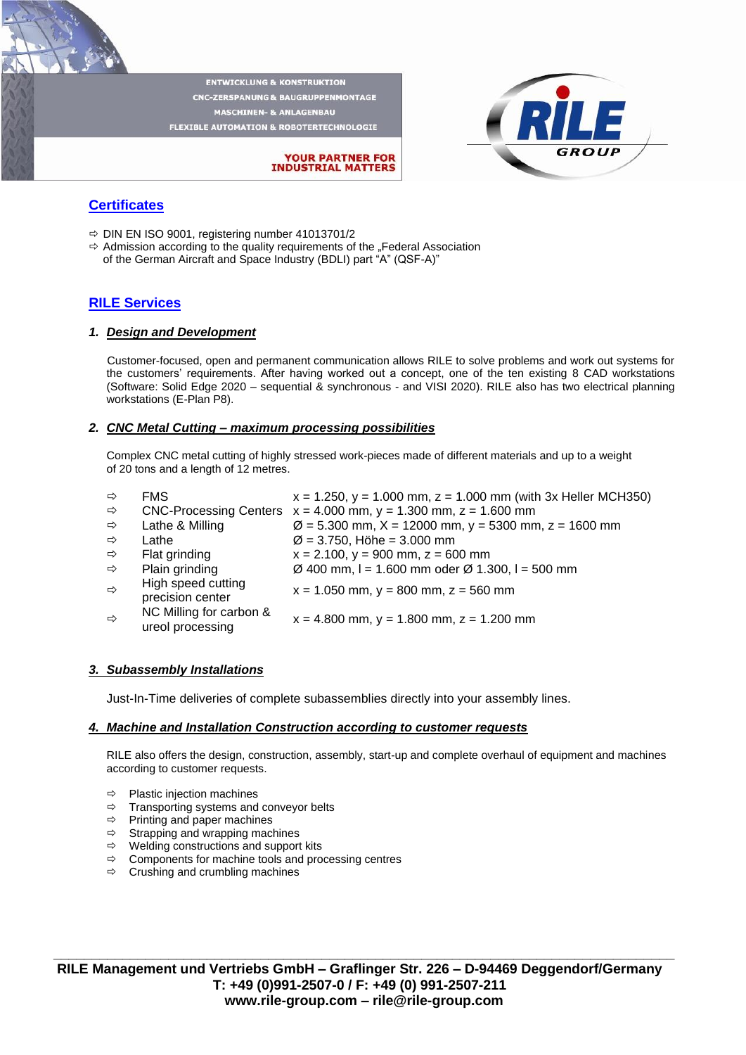## Certificates

- ⇨ DIN EN ISO 9001, registering number 41013701/2
- ⇨ Admission according to the quality requirements of the „Federal Association of the German Aircraft and Space Industry (BDLI) part "A" (QSF-A)"

## RILE Services

### 1. *Design and Development*

Customer-focused, open and permanent communication allows RILE to solve problems and work out systems for the customers' requirements. After having worked out a concept, one of the ten existing 8 CAD workstations (Software: Solid Edge 2020 – sequential & synchronous - and VISI 2020). RILE also has two electrical planning workstations (E-Plan P8).

### 2. *CNC Metal Cutting – maximum processing possibilities*

Complex CNC metal cutting of highly stressed work-pieces made of different materials and up to a weight of 20 tons and a length of 12 metres.

| | | |
|---|---|---|
| ⇨ | FMS | x = 1.250, y = 1.000 mm, z = 1.000 mm (with 3x Heller MCH350) |
| ⇨ | CNC-Processing Centers | x = 4.000 mm, y = 1.300 mm, z = 1.600 mm |
| ⇨ | Lathe & Milling | Ø = 5.300 mm, X = 12000 mm, y = 5300 mm, z = 1600 mm |
| ⇨ | Lathe | Ø = 3.750, Höhe = 3.000 mm |
| ⇨ | Flat grinding | x = 2.100, y = 900 mm, z = 600 mm |
| ⇨ | Plain grinding | Ø 400 mm, l = 1.600 mm oder Ø 1.300, l = 500 mm |
| ⇨ | High speed cutting precision center | x = 1.050 mm, y = 800 mm, z = 560 mm |
| ⇨ | NC Milling for carbon & ureol processing | x = 4.800 mm, y = 1.800 mm, z = 1.200 mm |

### 3. *Subassembly Installations*

Just-In-Time deliveries of complete subassemblies directly into your assembly lines.

### 4. *Machine and Installation Construction according to customer requests*

RILE also offers the design, construction, assembly, start-up and complete overhaul of equipment and machines according to customer requests.

- ⇨ Plastic injection machines
- ⇨ Transporting systems and conveyor belts
- ⇨ Printing and paper machines
- ⇨ Strapping and wrapping machines
- ⇨ Welding constructions and support kits
- ⇨ Components for machine tools and processing centres
- ⇨ Crushing and crumbling machines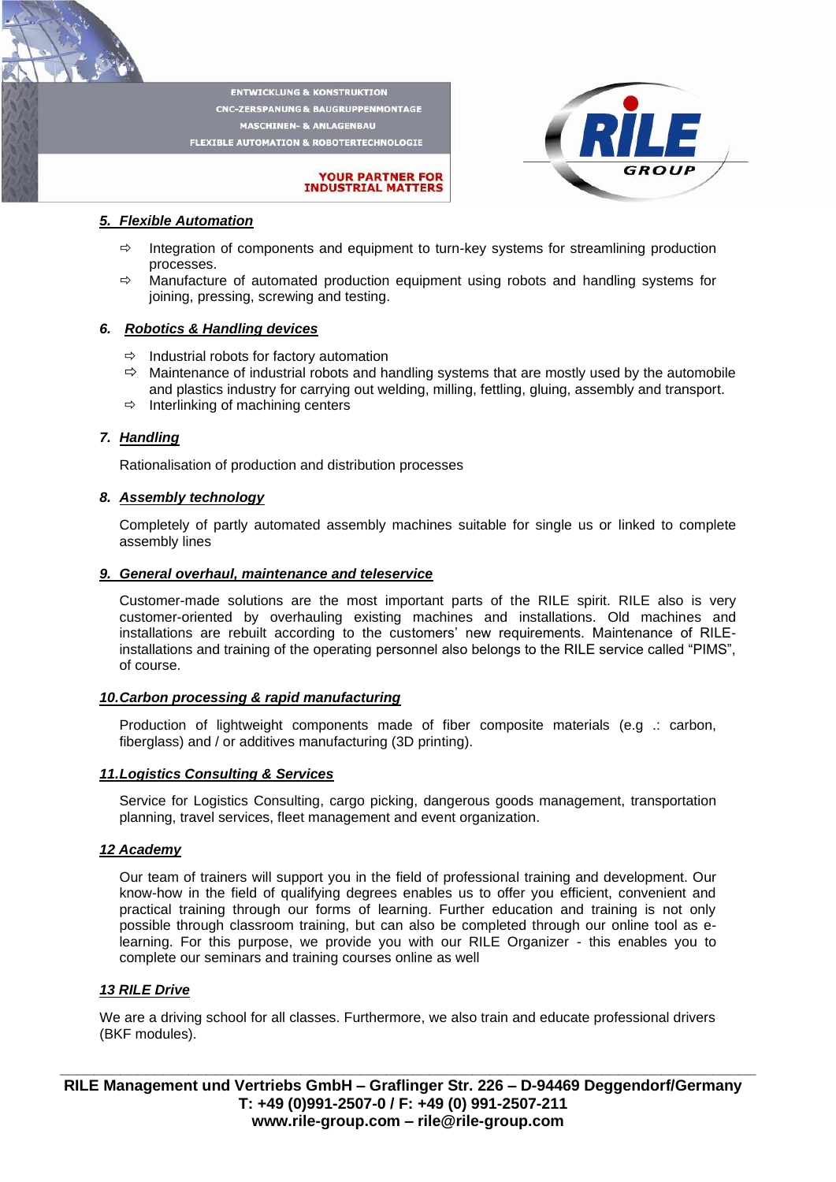## 5. Flexible Automation

- Integration of components and equipment to turn-key systems for streamlining production processes.
- Manufacture of automated production equipment using robots and handling systems for joining, pressing, screwing and testing.

## 6. Robotics & Handling devices

- Industrial robots for factory automation
- Maintenance of industrial robots and handling systems that are mostly used by the automobile and plastics industry for carrying out welding, milling, fettling, gluing, assembly and transport.
- Interlinking of machining centers

## 7. Handling

Rationalisation of production and distribution processes

## 8. Assembly technology

Completely of partly automated assembly machines suitable for single us or linked to complete assembly lines

## 9. General overhaul, maintenance and teleservice

Customer-made solutions are the most important parts of the RILE spirit. RILE also is very customer-oriented by overhauling existing machines and installations. Old machines and installations are rebuilt according to the customers' new requirements. Maintenance of RILE-installations and training of the operating personnel also belongs to the RILE service called "PIMS", of course.

## 10.Carbon processing & rapid manufacturing

Production of lightweight components made of fiber composite materials (e.g .: carbon, fiberglass) and / or additives manufacturing (3D printing).

## 11.Logistics Consulting & Services

Service for Logistics Consulting, cargo picking, dangerous goods management, transportation planning, travel services, fleet management and event organization.

## 12 Academy

Our team of trainers will support you in the field of professional training and development. Our know-how in the field of qualifying degrees enables us to offer you efficient, convenient and practical training through our forms of learning. Further education and training is not only possible through classroom training, but can also be completed through our online tool as e-learning. For this purpose, we provide you with our RILE Organizer - this enables you to complete our seminars and training courses online as well

## 13 RILE Drive

We are a driving school for all classes. Furthermore, we also train and educate professional drivers (BKF modules).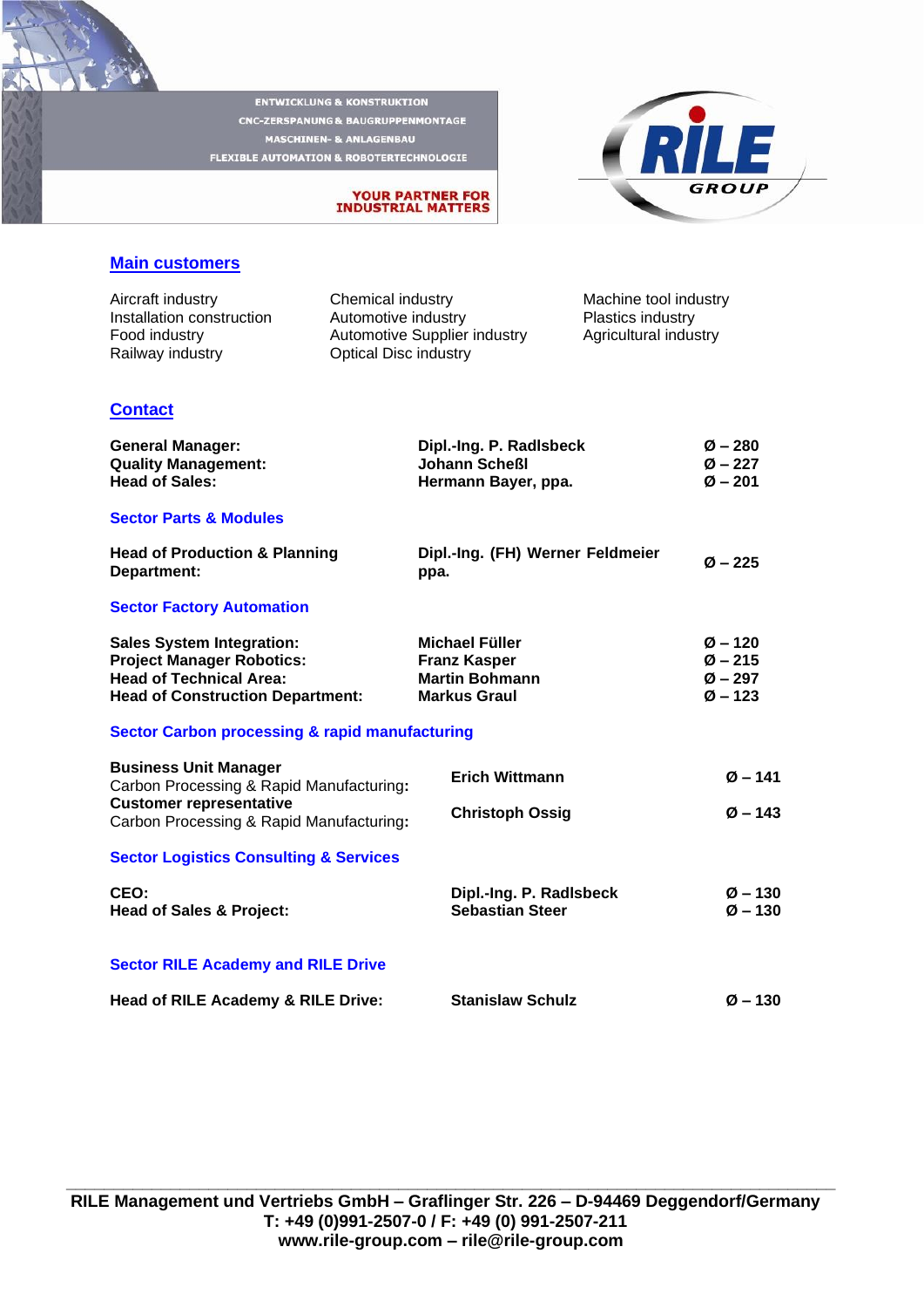## Main customers

| | | |
|---|---|---|
| Aircraft industry | Chemical industry | Machine tool industry |
| Installation construction | Automotive industry | Plastics industry |
| Food industry | Automotive Supplier industry | Agricultural industry |
| Railway industry | Optical Disc industry | |

## Contact

| | | |
|---|---|---|
| **General Manager:** | **Dipl.-Ing. P. Radlsbeck** | **Ø – 280** |
| **Quality Management:** | **Johann Scheßl** | **Ø – 227** |
| **Head of Sales:** | **Hermann Bayer, ppa.** | **Ø – 201** |

### Sector Parts & Modules

| | | |
|---|---|---|
| **Head of Production & Planning Department:** | **Dipl.-Ing. (FH) Werner Feldmeier ppa.** | **Ø – 225** |

### Sector Factory Automation

| | | |
|---|---|---|
| **Sales System Integration:** | **Michael Füller** | **Ø – 120** |
| **Project Manager Robotics:** | **Franz Kasper** | **Ø – 215** |
| **Head of Technical Area:** | **Martin Bohmann** | **Ø – 297** |
| **Head of Construction Department:** | **Markus Graul** | **Ø – 123** |

### Sector Carbon processing & rapid manufacturing

| | | |
|---|---|---|
| **Business Unit Manager** Carbon Processing & Rapid Manufacturing**:** | **Erich Wittmann** | **Ø – 141** |
| **Customer representative** Carbon Processing & Rapid Manufacturing**:** | **Christoph Ossig** | **Ø – 143** |

### Sector Logistics Consulting & Services

| | | |
|---|---|---|
| **CEO:** | **Dipl.-Ing. P. Radlsbeck** | **Ø – 130** |
| **Head of Sales & Project:** | **Sebastian Steer** | **Ø – 130** |

### Sector RILE Academy and RILE Drive

| | | |
|---|---|---|
| **Head of RILE Academy & RILE Drive:** | **Stanislaw Schulz** | **Ø – 130** |